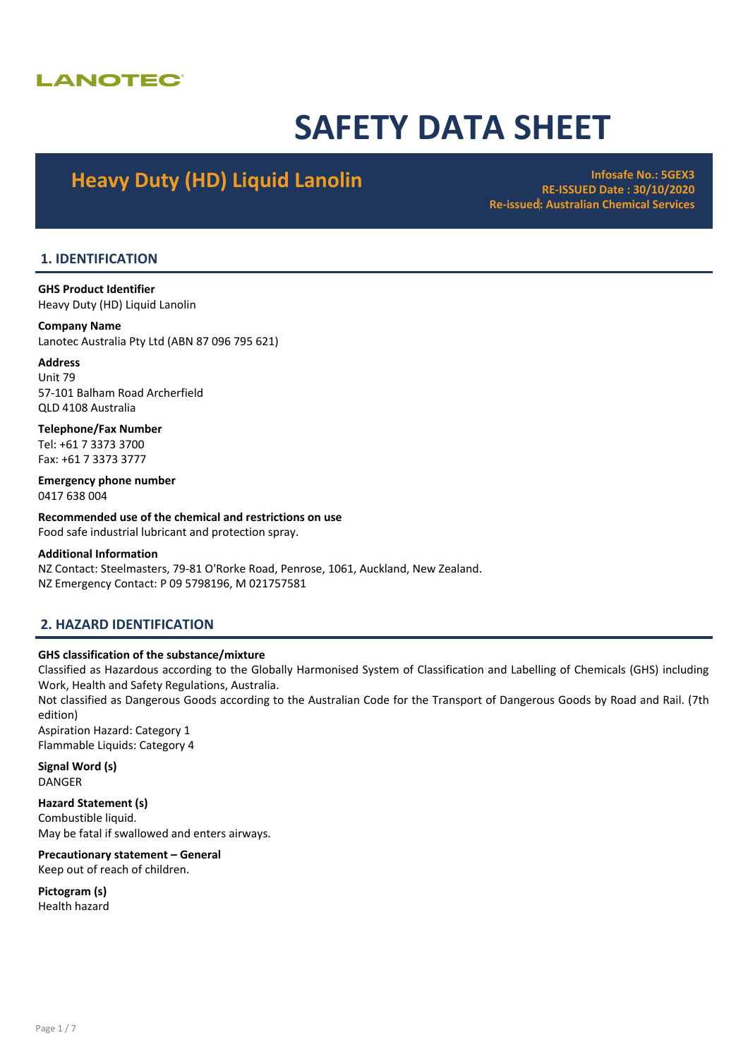LANOTEC

# SAFETY DATA SHEET

## Heavy Duty (HD) Liquid Lanolin

**Infosafe No.: 5GEX3**
**RE-ISSUED Date : 30/10/2020**
**Re-issued: Australian Chemical Services**

## 1. IDENTIFICATION

**GHS Product Identifier**
Heavy Duty (HD) Liquid Lanolin

**Company Name**
Lanotec Australia Pty Ltd (ABN 87 096 795 621)

**Address**
Unit 79
57-101 Balham Road Archerfield
QLD 4108 Australia

**Telephone/Fax Number**
Tel: +61 7 3373 3700
Fax: +61 7 3373 3777

**Emergency phone number**
0417 638 004

**Recommended use of the chemical and restrictions on use**
Food safe industrial lubricant and protection spray.

**Additional Information**
NZ Contact: Steelmasters, 79-81 O'Rorke Road, Penrose, 1061, Auckland, New Zealand.
NZ Emergency Contact: P 09 5798196, M 021757581

## 2. HAZARD IDENTIFICATION

**GHS classification of the substance/mixture**
Classified as Hazardous according to the Globally Harmonised System of Classification and Labelling of Chemicals (GHS) including Work, Health and Safety Regulations, Australia.
Not classified as Dangerous Goods according to the Australian Code for the Transport of Dangerous Goods by Road and Rail. (7th edition)
Aspiration Hazard: Category 1
Flammable Liquids: Category 4

**Signal Word (s)**
DANGER

**Hazard Statement (s)**
Combustible liquid.
May be fatal if swallowed and enters airways.

**Precautionary statement – General**
Keep out of reach of children.

**Pictogram (s)**
Health hazard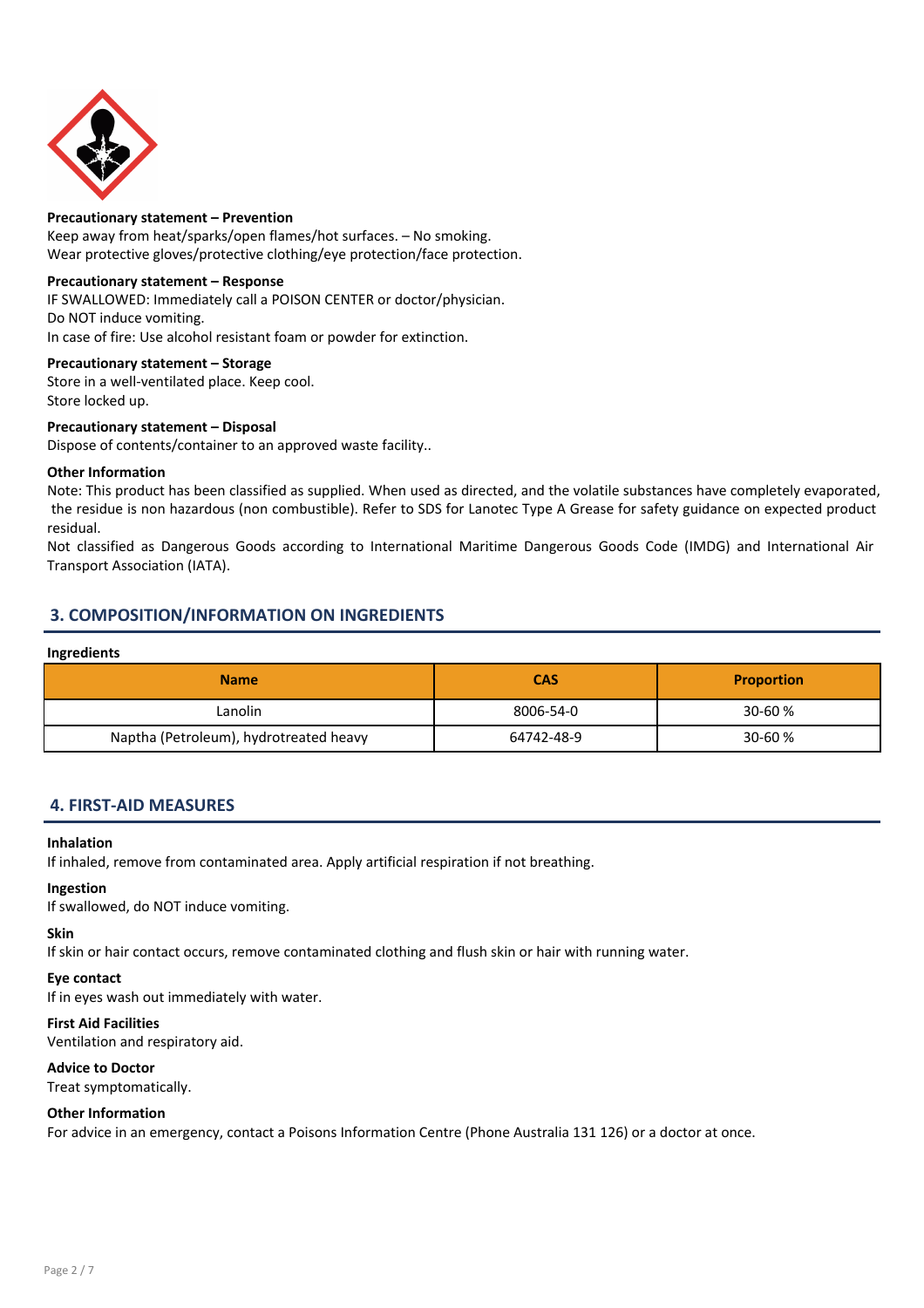**Precautionary statement – Prevention**

Keep away from heat/sparks/open flames/hot surfaces. – No smoking.
Wear protective gloves/protective clothing/eye protection/face protection.

**Precautionary statement – Response**

IF SWALLOWED: Immediately call a POISON CENTER or doctor/physician.
Do NOT induce vomiting.
In case of fire: Use alcohol resistant foam or powder for extinction.

**Precautionary statement – Storage**

Store in a well-ventilated place. Keep cool.
Store locked up.

**Precautionary statement – Disposal**

Dispose of contents/container to an approved waste facility..

**Other Information**

Note: This product has been classified as supplied. When used as directed, and the volatile substances have completely evaporated, the residue is non hazardous (non combustible). Refer to SDS for Lanotec Type A Grease for safety guidance on expected product residual.
Not classified as Dangerous Goods according to International Maritime Dangerous Goods Code (IMDG) and International Air Transport Association (IATA).

## 3. COMPOSITION/INFORMATION ON INGREDIENTS

**Ingredients**

| Name | CAS | Proportion |
|---|---|---|
| Lanolin | 8006-54-0 | 30-60 % |
| Naptha (Petroleum), hydrotreated heavy | 64742-48-9 | 30-60 % |

## 4. FIRST-AID MEASURES

**Inhalation**

If inhaled, remove from contaminated area. Apply artificial respiration if not breathing.

**Ingestion**

If swallowed, do NOT induce vomiting.

**Skin**

If skin or hair contact occurs, remove contaminated clothing and flush skin or hair with running water.

**Eye contact**

If in eyes wash out immediately with water.

**First Aid Facilities**

Ventilation and respiratory aid.

**Advice to Doctor**

Treat symptomatically.

**Other Information**

For advice in an emergency, contact a Poisons Information Centre (Phone Australia 131 126) or a doctor at once.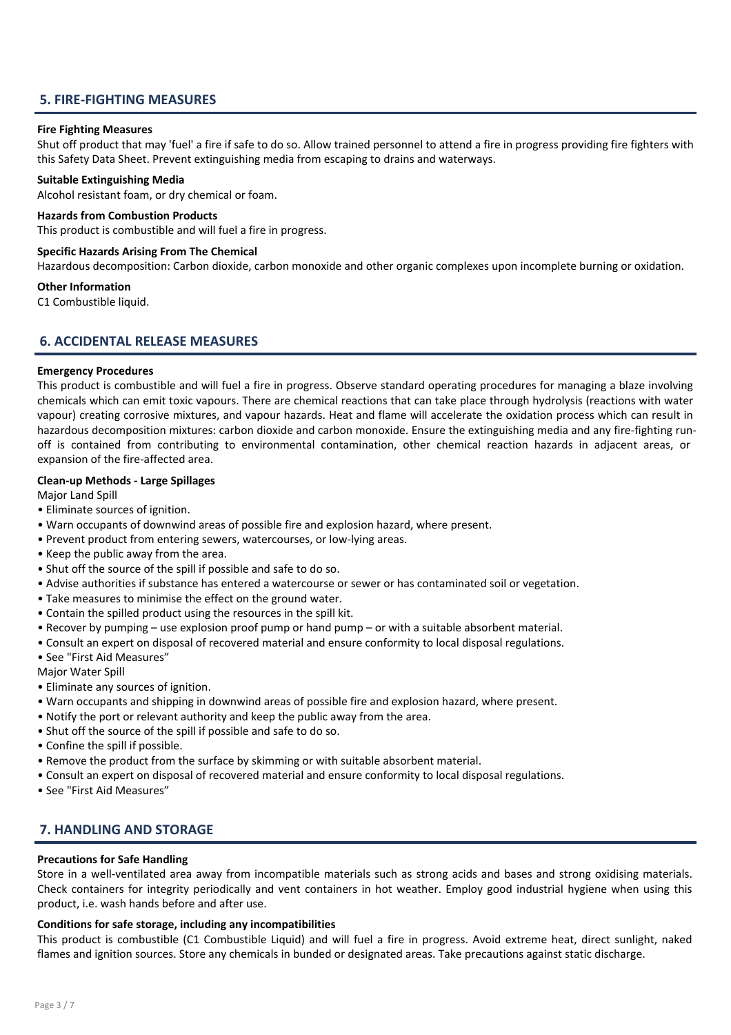## 5. FIRE-FIGHTING MEASURES

**Fire Fighting Measures**

Shut off product that may 'fuel' a fire if safe to do so. Allow trained personnel to attend a fire in progress providing fire fighters with this Safety Data Sheet. Prevent extinguishing media from escaping to drains and waterways.

**Suitable Extinguishing Media**

Alcohol resistant foam, or dry chemical or foam.

**Hazards from Combustion Products**

This product is combustible and will fuel a fire in progress.

**Specific Hazards Arising From The Chemical**

Hazardous decomposition: Carbon dioxide, carbon monoxide and other organic complexes upon incomplete burning or oxidation.

**Other Information**

C1 Combustible liquid.

## 6. ACCIDENTAL RELEASE MEASURES

**Emergency Procedures**

This product is combustible and will fuel a fire in progress. Observe standard operating procedures for managing a blaze involving chemicals which can emit toxic vapours. There are chemical reactions that can take place through hydrolysis (reactions with water vapour) creating corrosive mixtures, and vapour hazards. Heat and flame will accelerate the oxidation process which can result in hazardous decomposition mixtures: carbon dioxide and carbon monoxide. Ensure the extinguishing media and any fire-fighting run-off is contained from contributing to environmental contamination, other chemical reaction hazards in adjacent areas, or expansion of the fire-affected area.

**Clean-up Methods - Large Spillages**

Major Land Spill

- Eliminate sources of ignition.
- Warn occupants of downwind areas of possible fire and explosion hazard, where present.
- Prevent product from entering sewers, watercourses, or low-lying areas.
- Keep the public away from the area.
- Shut off the source of the spill if possible and safe to do so.
- Advise authorities if substance has entered a watercourse or sewer or has contaminated soil or vegetation.
- Take measures to minimise the effect on the ground water.
- Contain the spilled product using the resources in the spill kit.
- Recover by pumping – use explosion proof pump or hand pump – or with a suitable absorbent material.
- Consult an expert on disposal of recovered material and ensure conformity to local disposal regulations.
- See "First Aid Measures"

Major Water Spill

- Eliminate any sources of ignition.
- Warn occupants and shipping in downwind areas of possible fire and explosion hazard, where present.
- Notify the port or relevant authority and keep the public away from the area.
- Shut off the source of the spill if possible and safe to do so.
- Confine the spill if possible.
- Remove the product from the surface by skimming or with suitable absorbent material.
- Consult an expert on disposal of recovered material and ensure conformity to local disposal regulations.
- See "First Aid Measures"

## 7. HANDLING AND STORAGE

**Precautions for Safe Handling**

Store in a well-ventilated area away from incompatible materials such as strong acids and bases and strong oxidising materials. Check containers for integrity periodically and vent containers in hot weather. Employ good industrial hygiene when using this product, i.e. wash hands before and after use.

**Conditions for safe storage, including any incompatibilities**

This product is combustible (C1 Combustible Liquid) and will fuel a fire in progress. Avoid extreme heat, direct sunlight, naked flames and ignition sources. Store any chemicals in bunded or designated areas. Take precautions against static discharge.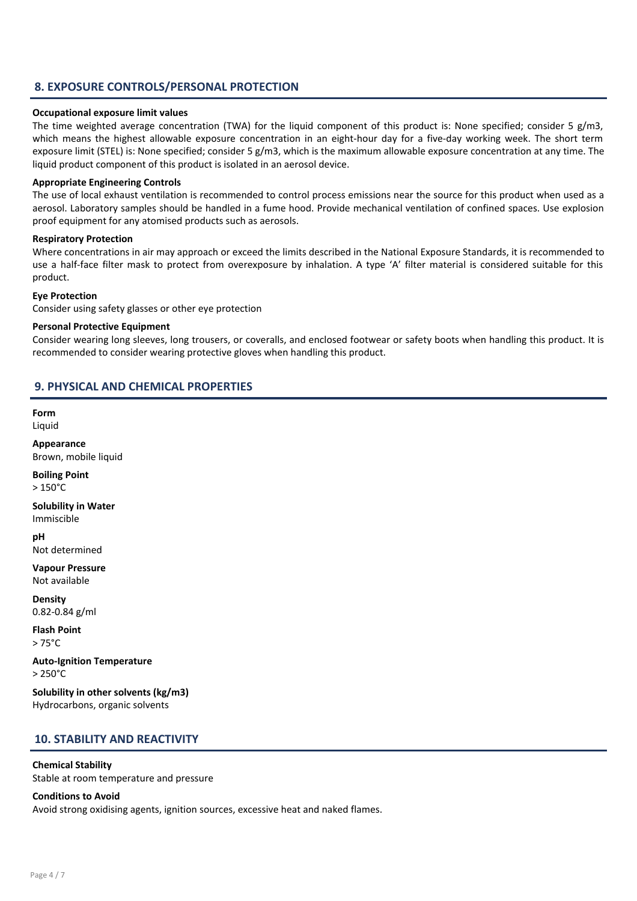## 8. EXPOSURE CONTROLS/PERSONAL PROTECTION

**Occupational exposure limit values**

The time weighted average concentration (TWA) for the liquid component of this product is: None specified; consider 5 g/m3, which means the highest allowable exposure concentration in an eight-hour day for a five-day working week. The short term exposure limit (STEL) is: None specified; consider 5 g/m3, which is the maximum allowable exposure concentration at any time. The liquid product component of this product is isolated in an aerosol device.

**Appropriate Engineering Controls**

The use of local exhaust ventilation is recommended to control process emissions near the source for this product when used as a aerosol. Laboratory samples should be handled in a fume hood. Provide mechanical ventilation of confined spaces. Use explosion proof equipment for any atomised products such as aerosols.

**Respiratory Protection**

Where concentrations in air may approach or exceed the limits described in the National Exposure Standards, it is recommended to use a half-face filter mask to protect from overexposure by inhalation. A type 'A' filter material is considered suitable for this product.

**Eye Protection**

Consider using safety glasses or other eye protection

**Personal Protective Equipment**

Consider wearing long sleeves, long trousers, or coveralls, and enclosed footwear or safety boots when handling this product. It is recommended to consider wearing protective gloves when handling this product.

## 9. PHYSICAL AND CHEMICAL PROPERTIES

**Form**
Liquid

**Appearance**
Brown, mobile liquid

**Boiling Point**
> 150°C

**Solubility in Water**
Immiscible

**pH**
Not determined

**Vapour Pressure**
Not available

**Density**
0.82-0.84 g/ml

**Flash Point**
> 75°C

**Auto-Ignition Temperature**
> 250°C

**Solubility in other solvents (kg/m3)**
Hydrocarbons, organic solvents

## 10. STABILITY AND REACTIVITY

**Chemical Stability**

Stable at room temperature and pressure

**Conditions to Avoid**

Avoid strong oxidising agents, ignition sources, excessive heat and naked flames.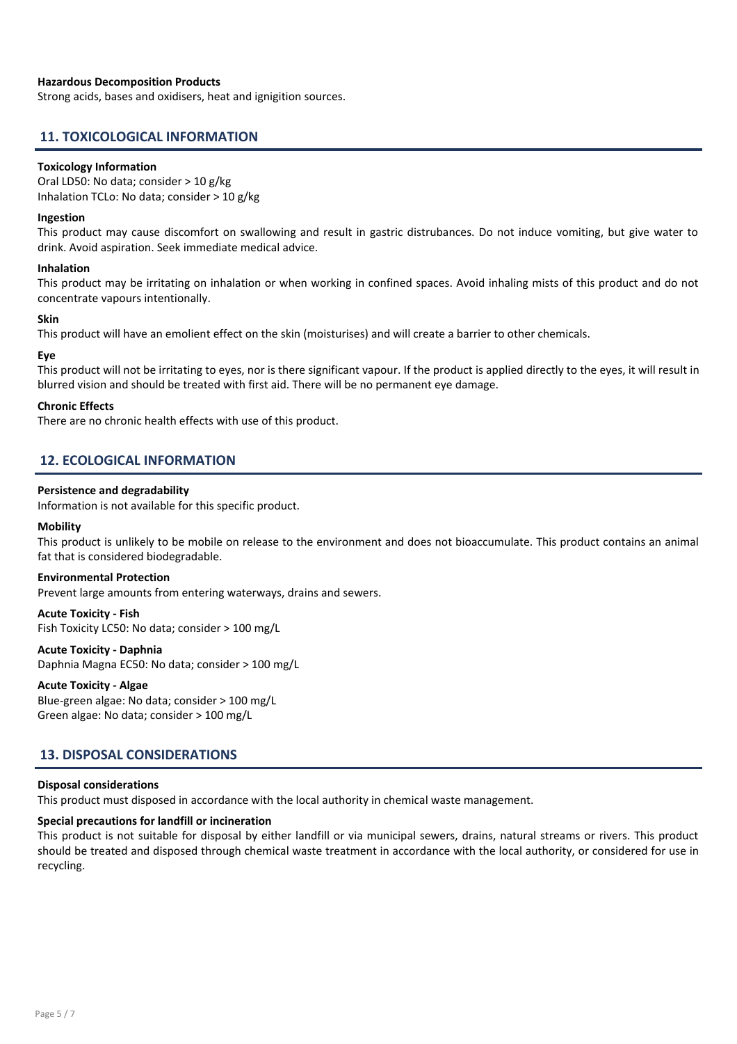**Hazardous Decomposition Products**

Strong acids, bases and oxidisers, heat and ignigition sources.

## 11. TOXICOLOGICAL INFORMATION

**Toxicology Information**

Oral LD50: No data; consider > 10 g/kg
Inhalation TCLo: No data; consider > 10 g/kg

**Ingestion**

This product may cause discomfort on swallowing and result in gastric distrubances. Do not induce vomiting, but give water to drink. Avoid aspiration. Seek immediate medical advice.

**Inhalation**

This product may be irritating on inhalation or when working in confined spaces. Avoid inhaling mists of this product and do not concentrate vapours intentionally.

**Skin**

This product will have an emolient effect on the skin (moisturises) and will create a barrier to other chemicals.

**Eye**

This product will not be irritating to eyes, nor is there significant vapour. If the product is applied directly to the eyes, it will result in blurred vision and should be treated with first aid. There will be no permanent eye damage.

**Chronic Effects**

There are no chronic health effects with use of this product.

## 12. ECOLOGICAL INFORMATION

**Persistence and degradability**

Information is not available for this specific product.

**Mobility**

This product is unlikely to be mobile on release to the environment and does not bioaccumulate. This product contains an animal fat that is considered biodegradable.

**Environmental Protection**

Prevent large amounts from entering waterways, drains and sewers.

**Acute Toxicity - Fish**

Fish Toxicity LC50: No data; consider > 100 mg/L

**Acute Toxicity - Daphnia**

Daphnia Magna EC50: No data; consider > 100 mg/L

**Acute Toxicity - Algae**

Blue-green algae: No data; consider > 100 mg/L
Green algae: No data; consider > 100 mg/L

## 13. DISPOSAL CONSIDERATIONS

**Disposal considerations**

This product must disposed in accordance with the local authority in chemical waste management.

**Special precautions for landfill or incineration**

This product is not suitable for disposal by either landfill or via municipal sewers, drains, natural streams or rivers. This product should be treated and disposed through chemical waste treatment in accordance with the local authority, or considered for use in recycling.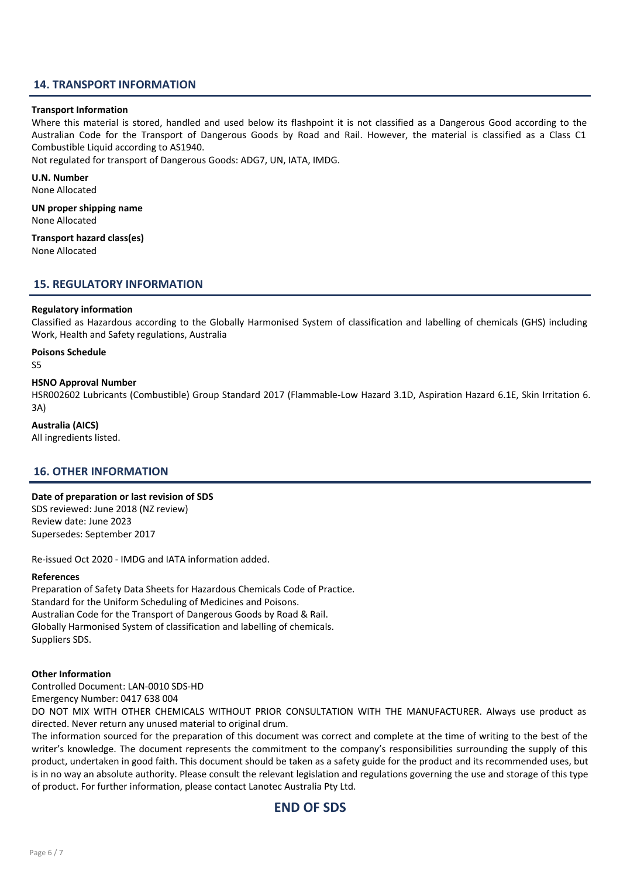## 14. TRANSPORT INFORMATION

**Transport Information**

Where this material is stored, handled and used below its flashpoint it is not classified as a Dangerous Good according to the Australian Code for the Transport of Dangerous Goods by Road and Rail. However, the material is classified as a Class C1 Combustible Liquid according to AS1940.

Not regulated for transport of Dangerous Goods: ADG7, UN, IATA, IMDG.

**U.N. Number**

None Allocated

**UN proper shipping name**

None Allocated

**Transport hazard class(es)**

None Allocated

## 15. REGULATORY INFORMATION

**Regulatory information**

Classified as Hazardous according to the Globally Harmonised System of classification and labelling of chemicals (GHS) including Work, Health and Safety regulations, Australia

**Poisons Schedule**

S5

**HSNO Approval Number**

HSR002602 Lubricants (Combustible) Group Standard 2017 (Flammable-Low Hazard 3.1D, Aspiration Hazard 6.1E, Skin Irritation 6.3A)

**Australia (AICS)**

All ingredients listed.

## 16. OTHER INFORMATION

**Date of preparation or last revision of SDS**

SDS reviewed: June 2018 (NZ review)
Review date: June 2023
Supersedes: September 2017

Re-issued Oct 2020 - IMDG and IATA information added.

**References**

Preparation of Safety Data Sheets for Hazardous Chemicals Code of Practice.
Standard for the Uniform Scheduling of Medicines and Poisons.
Australian Code for the Transport of Dangerous Goods by Road & Rail.
Globally Harmonised System of classification and labelling of chemicals.
Suppliers SDS.

**Other Information**

Controlled Document: LAN-0010 SDS-HD
Emergency Number: 0417 638 004

DO NOT MIX WITH OTHER CHEMICALS WITHOUT PRIOR CONSULTATION WITH THE MANUFACTURER. Always use product as directed. Never return any unused material to original drum.

The information sourced for the preparation of this document was correct and complete at the time of writing to the best of the writer's knowledge. The document represents the commitment to the company's responsibilities surrounding the supply of this product, undertaken in good faith. This document should be taken as a safety guide for the product and its recommended uses, but is in no way an absolute authority. Please consult the relevant legislation and regulations governing the use and storage of this type of product. For further information, please contact Lanotec Australia Pty Ltd.

## END OF SDS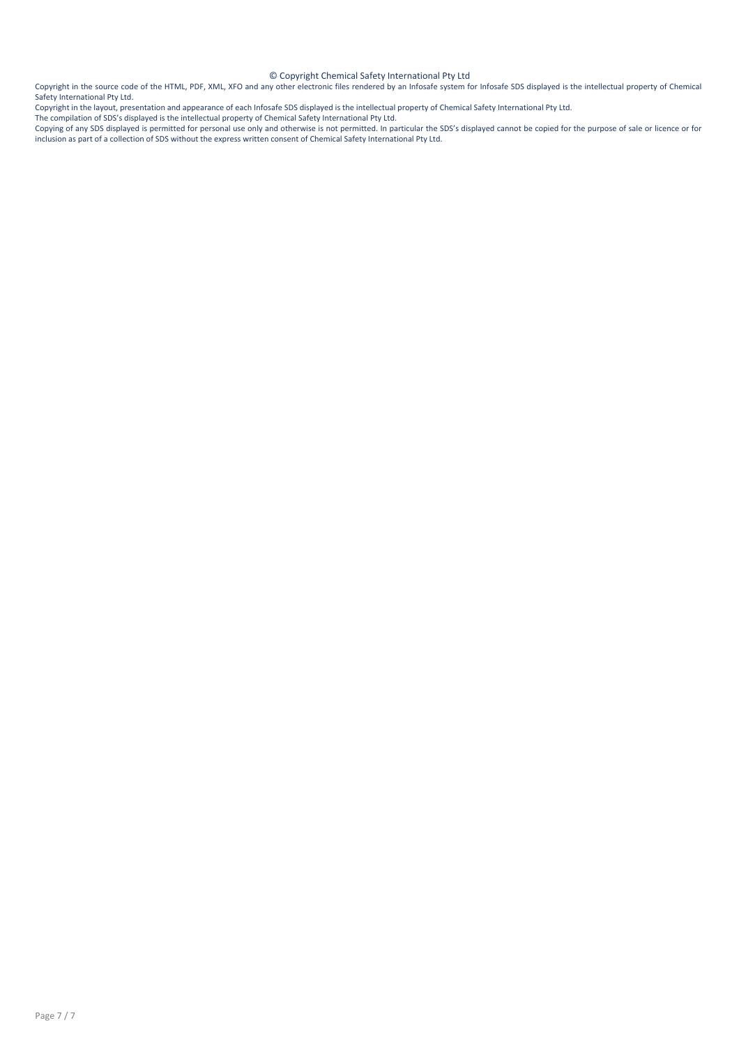© Copyright Chemical Safety International Pty Ltd

Copyright in the source code of the HTML, PDF, XML, XFO and any other electronic files rendered by an Infosafe system for Infosafe SDS displayed is the intellectual property of Chemical Safety International Pty Ltd.

Copyright in the layout, presentation and appearance of each Infosafe SDS displayed is the intellectual property of Chemical Safety International Pty Ltd.

The compilation of SDS's displayed is the intellectual property of Chemical Safety International Pty Ltd.

Copying of any SDS displayed is permitted for personal use only and otherwise is not permitted. In particular the SDS's displayed cannot be copied for the purpose of sale or licence or for inclusion as part of a collection of SDS without the express written consent of Chemical Safety International Pty Ltd.